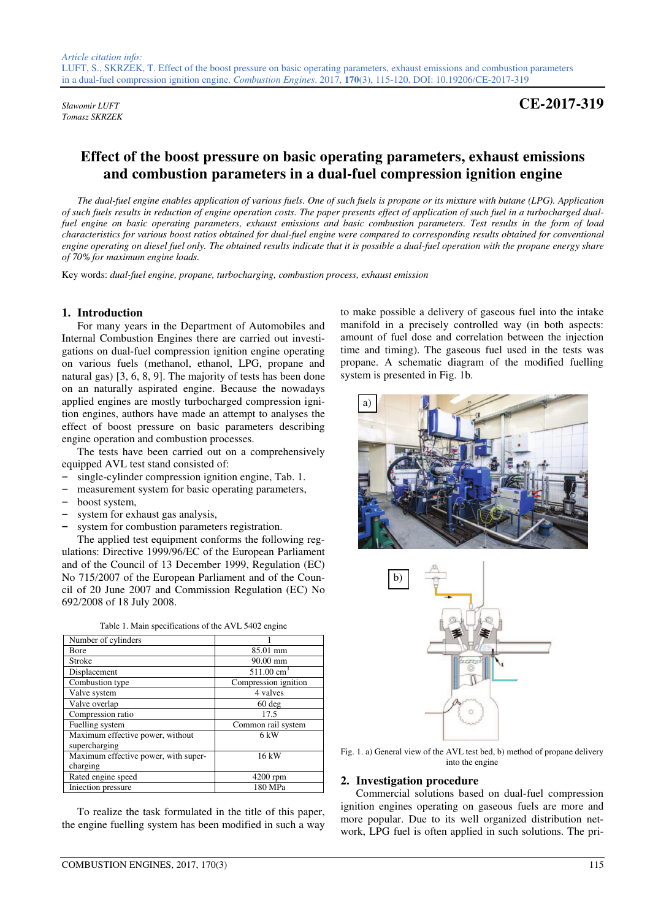*Article citation info:*
LUFT, S., SKRZEK, T. Effect of the boost pressure on basic operating parameters, exhaust emissions and combustion parameters in a dual-fuel compression ignition engine. *Combustion Engines*. 2017, **170**(3), 115-120. DOI: 10.19206/CE-2017-319

*Sławomir LUFT*
*Tomasz SKRZEK*

**CE-2017-319**

# Effect of the boost pressure on basic operating parameters, exhaust emissions and combustion parameters in a dual-fuel compression ignition engine

*The dual-fuel engine enables application of various fuels. One of such fuels is propane or its mixture with butane (LPG). Application of such fuels results in reduction of engine operation costs. The paper presents effect of application of such fuel in a turbocharged dual-fuel engine on basic operating parameters, exhaust emissions and basic combustion parameters. Test results in the form of load characteristics for various boost ratios obtained for dual-fuel engine were compared to corresponding results obtained for conventional engine operating on diesel fuel only. The obtained results indicate that it is possible a dual-fuel operation with the propane energy share of 70% for maximum engine loads.*

Key words: *dual-fuel engine, propane, turbocharging, combustion process, exhaust emission*

## 1. Introduction

For many years in the Department of Automobiles and Internal Combustion Engines there are carried out investigations on dual-fuel compression ignition engine operating on various fuels (methanol, ethanol, LPG, propane and natural gas) [3, 6, 8, 9]. The majority of tests has been done on an naturally aspirated engine. Because the nowadays applied engines are mostly turbocharged compression ignition engines, authors have made an attempt to analyses the effect of boost pressure on basic parameters describing engine operation and combustion processes.

The tests have been carried out on a comprehensively equipped AVL test stand consisted of:

- single-cylinder compression ignition engine, Tab. 1.
- measurement system for basic operating parameters,
- boost system,
- system for exhaust gas analysis,
- system for combustion parameters registration.

The applied test equipment conforms the following regulations: Directive 1999/96/EC of the European Parliament and of the Council of 13 December 1999, Regulation (EC) No 715/2007 of the European Parliament and of the Council of 20 June 2007 and Commission Regulation (EC) No 692/2008 of 18 July 2008.

Table 1. Main specifications of the AVL 5402 engine

| Parameter | Value |
|---|---|
| Number of cylinders | 1 |
| Bore | 85.01 mm |
| Stroke | 90.00 mm |
| Displacement | 511.00 $cm^3$ |
| Combustion type | Compression ignition |
| Valve system | 4 valves |
| Valve overlap | 60 deg |
| Compression ratio | 17.5 |
| Fuelling system | Common rail system |
| Maximum effective power, without supercharging | 6 kW |
| Maximum effective power, with supercharging | 16 kW |
| Rated engine speed | 4200 rpm |
| Injection pressure | 180 MPa |

To realize the task formulated in the title of this paper, the engine fuelling system has been modified in such a way to make possible a delivery of gaseous fuel into the intake manifold in a precisely controlled way (in both aspects: amount of fuel dose and correlation between the injection time and timing). The gaseous fuel used in the tests was propane. A schematic diagram of the modified fuelling system is presented in Fig. 1b.

Fig. 1. a) General view of the AVL test bed, b) method of propane delivery into the engine

## 2. Investigation procedure

Commercial solutions based on dual-fuel compression ignition engines operating on gaseous fuels are more and more popular. Due to its well organized distribution network, LPG fuel is often applied in such solutions. The pri-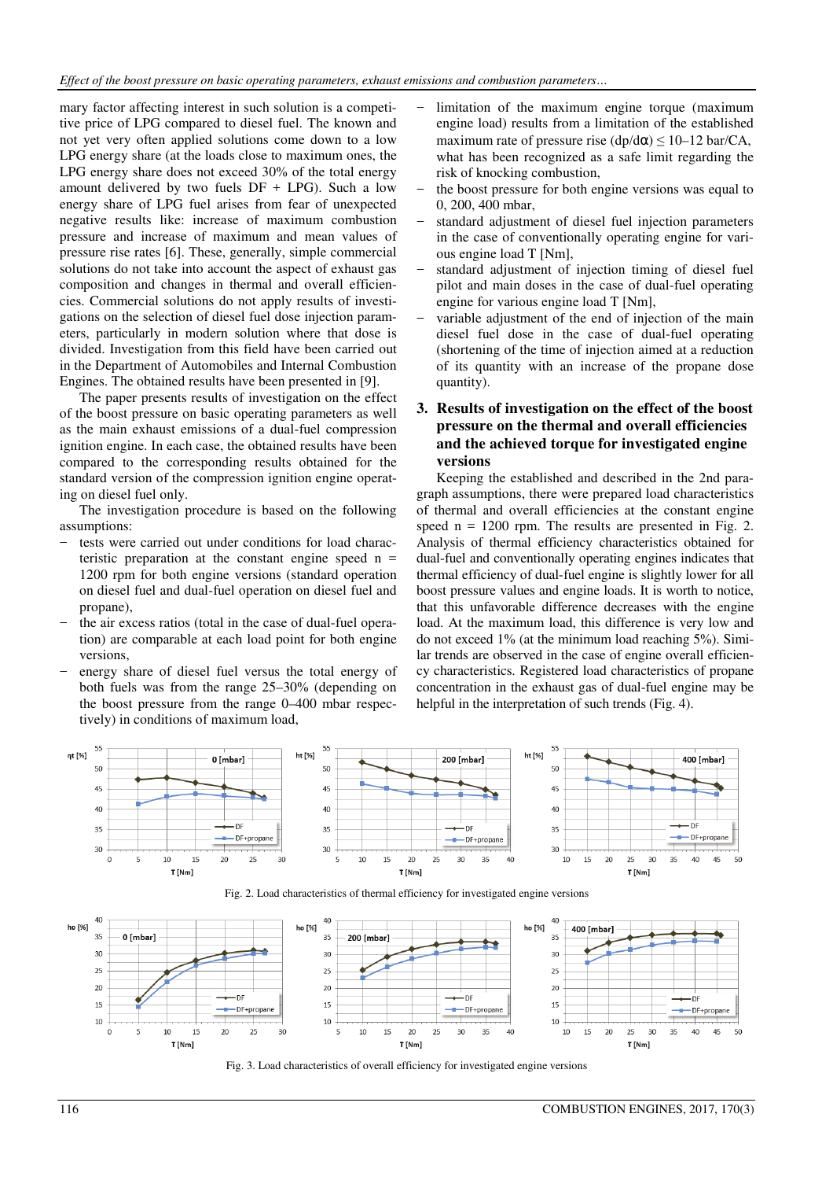mary factor affecting interest in such solution is a competitive price of LPG compared to diesel fuel. The known and not yet very often applied solutions come down to a low LPG energy share (at the loads close to maximum ones, the LPG energy share does not exceed 30% of the total energy amount delivered by two fuels DF + LPG). Such a low energy share of LPG fuel arises from fear of unexpected negative results like: increase of maximum combustion pressure and increase of maximum and mean values of pressure rise rates [6]. These, generally, simple commercial solutions do not take into account the aspect of exhaust gas composition and changes in thermal and overall efficiencies. Commercial solutions do not apply results of investigations on the selection of diesel fuel dose injection parameters, particularly in modern solution where that dose is divided. Investigation from this field have been carried out in the Department of Automobiles and Internal Combustion Engines. The obtained results have been presented in [9].

The paper presents results of investigation on the effect of the boost pressure on basic operating parameters as well as the main exhaust emissions of a dual-fuel compression ignition engine. In each case, the obtained results have been compared to the corresponding results obtained for the standard version of the compression ignition engine operating on diesel fuel only.

The investigation procedure is based on the following assumptions:

- tests were carried out under conditions for load characteristic preparation at the constant engine speed n = 1200 rpm for both engine versions (standard operation on diesel fuel and dual-fuel operation on diesel fuel and propane),
- the air excess ratios (total in the case of dual-fuel operation) are comparable at each load point for both engine versions,
- energy share of diesel fuel versus the total energy of both fuels was from the range 25–30% (depending on the boost pressure from the range 0–400 mbar respectively) in conditions of maximum load,
- limitation of the maximum engine torque (maximum engine load) results from a limitation of the established maximum rate of pressure rise ($dp/d\alpha$) ≤ 10–12 bar/CA, what has been recognized as a safe limit regarding the risk of knocking combustion,
- the boost pressure for both engine versions was equal to 0, 200, 400 mbar,
- standard adjustment of diesel fuel injection parameters in the case of conventionally operating engine for various engine load T [Nm],
- standard adjustment of injection timing of diesel fuel pilot and main doses in the case of dual-fuel operating engine for various engine load T [Nm],
- variable adjustment of the end of injection of the main diesel fuel dose in the case of dual-fuel operating (shortening of the time of injection aimed at a reduction of its quantity with an increase of the propane dose quantity).

## 3. Results of investigation on the effect of the boost pressure on the thermal and overall efficiencies and the achieved torque for investigated engine versions

Keeping the established and described in the 2nd paragraph assumptions, there were prepared load characteristics of thermal and overall efficiencies at the constant engine speed n = 1200 rpm. The results are presented in Fig. 2. Analysis of thermal efficiency characteristics obtained for dual-fuel and conventionally operating engines indicates that thermal efficiency of dual-fuel engine is slightly lower for all boost pressure values and engine loads. It is worth to notice, that this unfavorable difference decreases with the engine load. At the maximum load, this difference is very low and do not exceed 1% (at the minimum load reaching 5%). Similar trends are observed in the case of engine overall efficiency characteristics. Registered load characteristics of propane concentration in the exhaust gas of dual-fuel engine may be helpful in the interpretation of such trends (Fig. 4).

Fig. 2. Load characteristics of thermal efficiency for investigated engine versions

Fig. 3. Load characteristics of overall efficiency for investigated engine versions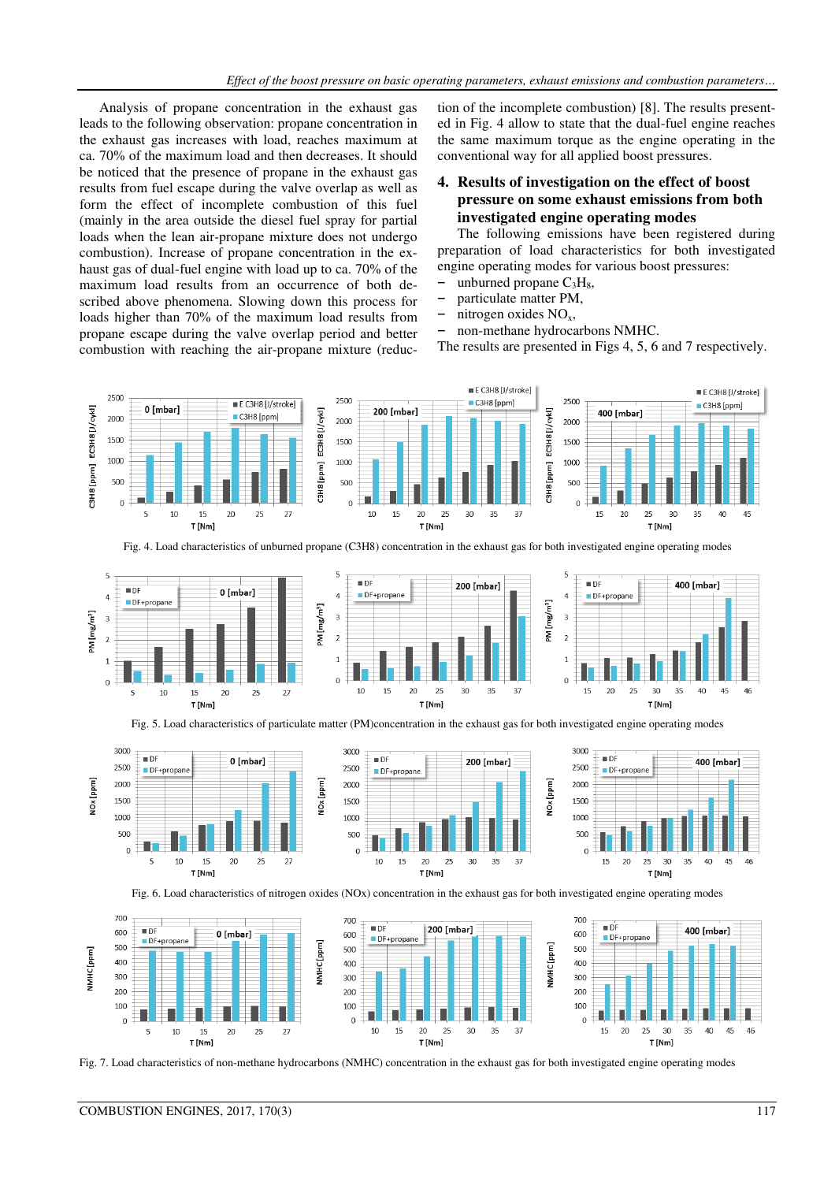Analysis of propane concentration in the exhaust gas leads to the following observation: propane concentration in the exhaust gas increases with load, reaches maximum at ca. 70% of the maximum load and then decreases. It should be noticed that the presence of propane in the exhaust gas results from fuel escape during the valve overlap as well as form the effect of incomplete combustion of this fuel (mainly in the area outside the diesel fuel spray for partial loads when the lean air-propane mixture does not undergo combustion). Increase of propane concentration in the exhaust gas of dual-fuel engine with load up to ca. 70% of the maximum load results from an occurrence of both described above phenomena. Slowing down this process for loads higher than 70% of the maximum load results from propane escape during the valve overlap period and better combustion with reaching the air-propane mixture (reduction of the incomplete combustion) [8]. The results presented in Fig. 4 allow to state that the dual-fuel engine reaches the same maximum torque as the engine operating in the conventional way for all applied boost pressures.

## 4. Results of investigation on the effect of boost pressure on some exhaust emissions from both investigated engine operating modes

The following emissions have been registered during preparation of load characteristics for both investigated engine operating modes for various boost pressures:

- unburned propane $C_3H_8$,
- particulate matter PM,
- nitrogen oxides $NO_x$,
- non-methane hydrocarbons NMHC.

The results are presented in Figs 4, 5, 6 and 7 respectively.

Fig. 4. Load characteristics of unburned propane (C3H8) concentration in the exhaust gas for both investigated engine operating modes

Fig. 5. Load characteristics of particulate matter (PM)concentration in the exhaust gas for both investigated engine operating modes

Fig. 6. Load characteristics of nitrogen oxides (NOx) concentration in the exhaust gas for both investigated engine operating modes

Fig. 7. Load characteristics of non-methane hydrocarbons (NMHC) concentration in the exhaust gas for both investigated engine operating modes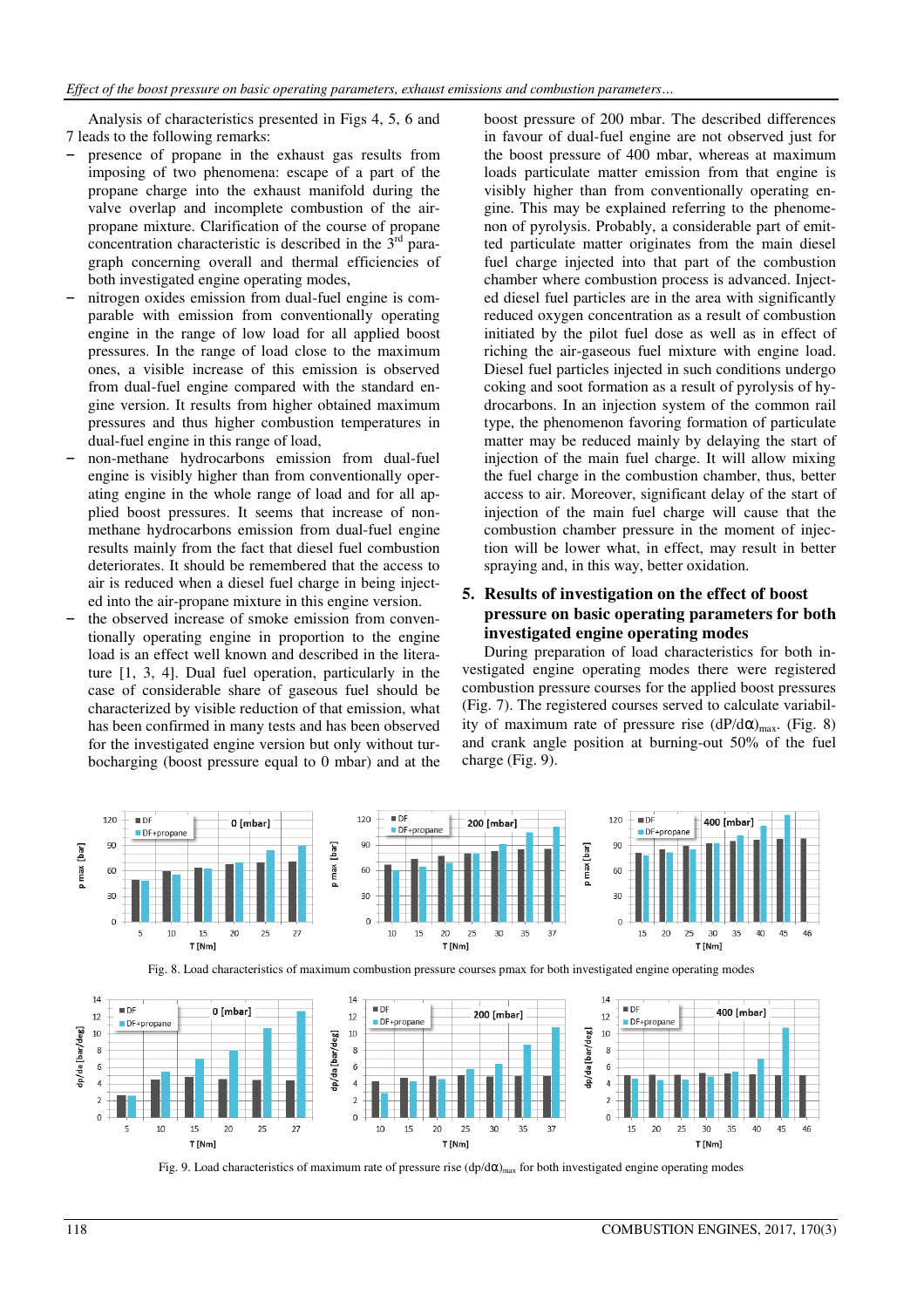Analysis of characteristics presented in Figs 4, 5, 6 and 7 leads to the following remarks:

- presence of propane in the exhaust gas results from imposing of two phenomena: escape of a part of the propane charge into the exhaust manifold during the valve overlap and incomplete combustion of the air-propane mixture. Clarification of the course of propane concentration characteristic is described in the 3rd paragraph concerning overall and thermal efficiencies of both investigated engine operating modes,
- nitrogen oxides emission from dual-fuel engine is comparable with emission from conventionally operating engine in the range of low load for all applied boost pressures. In the range of load close to the maximum ones, a visible increase of this emission is observed from dual-fuel engine compared with the standard engine version. It results from higher obtained maximum pressures and thus higher combustion temperatures in dual-fuel engine in this range of load,
- non-methane hydrocarbons emission from dual-fuel engine is visibly higher than from conventionally operating engine in the whole range of load and for all applied boost pressures. It seems that increase of non-methane hydrocarbons emission from dual-fuel engine results mainly from the fact that diesel fuel combustion deteriorates. It should be remembered that the access to air is reduced when a diesel fuel charge in being injected into the air-propane mixture in this engine version.
- the observed increase of smoke emission from conventionally operating engine in proportion to the engine load is an effect well known and described in the literature [1, 3, 4]. Dual fuel operation, particularly in the case of considerable share of gaseous fuel should be characterized by visible reduction of that emission, what has been confirmed in many tests and has been observed for the investigated engine version but only without turbocharging (boost pressure equal to 0 mbar) and at the boost pressure of 200 mbar. The described differences in favour of dual-fuel engine are not observed just for the boost pressure of 400 mbar, whereas at maximum loads particulate matter emission from that engine is visibly higher than from conventionally operating engine. This may be explained referring to the phenomenon of pyrolysis. Probably, a considerable part of emitted particulate matter originates from the main diesel fuel charge injected into that part of the combustion chamber where combustion process is advanced. Injected diesel fuel particles are in the area with significantly reduced oxygen concentration as a result of combustion initiated by the pilot fuel dose as well as in effect of riching the air-gaseous fuel mixture with engine load. Diesel fuel particles injected in such conditions undergo coking and soot formation as a result of pyrolysis of hydrocarbons. In an injection system of the common rail type, the phenomenon favoring formation of particulate matter may be reduced mainly by delaying the start of injection of the main fuel charge. It will allow mixing the fuel charge in the combustion chamber, thus, better access to air. Moreover, significant delay of the start of injection of the main fuel charge will cause that the combustion chamber pressure in the moment of injection will be lower what, in effect, may result in better spraying and, in this way, better oxidation.

## 5. Results of investigation on the effect of boost pressure on basic operating parameters for both investigated engine operating modes

During preparation of load characteristics for both investigated engine operating modes there were registered combustion pressure courses for the applied boost pressures (Fig. 7). The registered courses served to calculate variability of maximum rate of pressure rise $(dP/d\alpha)_{max}$. (Fig. 8) and crank angle position at burning-out 50% of the fuel charge (Fig. 9).

Fig. 8. Load characteristics of maximum combustion pressure courses pmax for both investigated engine operating modes

Fig. 9. Load characteristics of maximum rate of pressure rise $(dp/d\alpha)_{max}$ for both investigated engine operating modes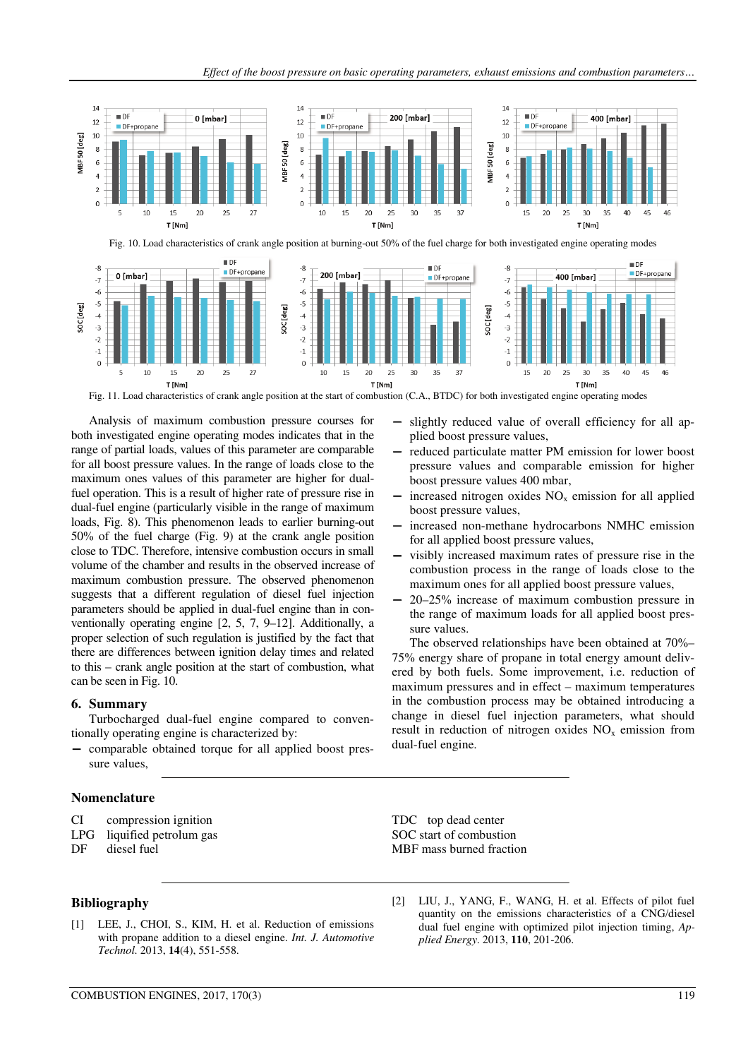Fig. 10. Load characteristics of crank angle position at burning-out 50% of the fuel charge for both investigated engine operating modes

Fig. 11. Load characteristics of crank angle position at the start of combustion (C.A., BTDC) for both investigated engine operating modes

Analysis of maximum combustion pressure courses for both investigated engine operating modes indicates that in the range of partial loads, values of this parameter are comparable for all boost pressure values. In the range of loads close to the maximum ones values of this parameter are higher for dual-fuel operation. This is a result of higher rate of pressure rise in dual-fuel engine (particularly visible in the range of maximum loads, Fig. 8). This phenomenon leads to earlier burning-out 50% of the fuel charge (Fig. 9) at the crank angle position close to TDC. Therefore, intensive combustion occurs in small volume of the chamber and results in the observed increase of maximum combustion pressure. The observed phenomenon suggests that a different regulation of diesel fuel injection parameters should be applied in dual-fuel engine than in conventionally operating engine [2, 5, 7, 9–12]. Additionally, a proper selection of such regulation is justified by the fact that there are differences between ignition delay times and related to this – crank angle position at the start of combustion, what can be seen in Fig. 10.

## 6. Summary

Turbocharged dual-fuel engine compared to conventionally operating engine is characterized by:

- comparable obtained torque for all applied boost pressure values,
- slightly reduced value of overall efficiency for all applied boost pressure values,
- reduced particulate matter PM emission for lower boost pressure values and comparable emission for higher boost pressure values 400 mbar,
- increased nitrogen oxides $NO_x$ emission for all applied boost pressure values,
- increased non-methane hydrocarbons NMHC emission for all applied boost pressure values,
- visibly increased maximum rates of pressure rise in the combustion process in the range of loads close to the maximum ones for all applied boost pressure values,
- 20–25% increase of maximum combustion pressure in the range of maximum loads for all applied boost pressure values.

The observed relationships have been obtained at 70%–75% energy share of propane in total energy amount delivered by both fuels. Some improvement, i.e. reduction of maximum pressures and in effect – maximum temperatures in the combustion process may be obtained introducing a change in diesel fuel injection parameters, what should result in reduction of nitrogen oxides $NO_x$ emission from dual-fuel engine.

## Nomenclature

CI compression ignition
LPG liquified petrolum gas
DF diesel fuel
TDC top dead center
SOC start of combustion
MBF mass burned fraction

## Bibliography

[1] LEE, J., CHOI, S., KIM, H. et al. Reduction of emissions with propane addition to a diesel engine. *Int. J. Automotive Technol.* 2013, **14**(4), 551-558.

[2] LIU, J., YANG, F., WANG, H. et al. Effects of pilot fuel quantity on the emissions characteristics of a CNG/diesel dual fuel engine with optimized pilot injection timing, *Applied Energy.* 2013, **110**, 201-206.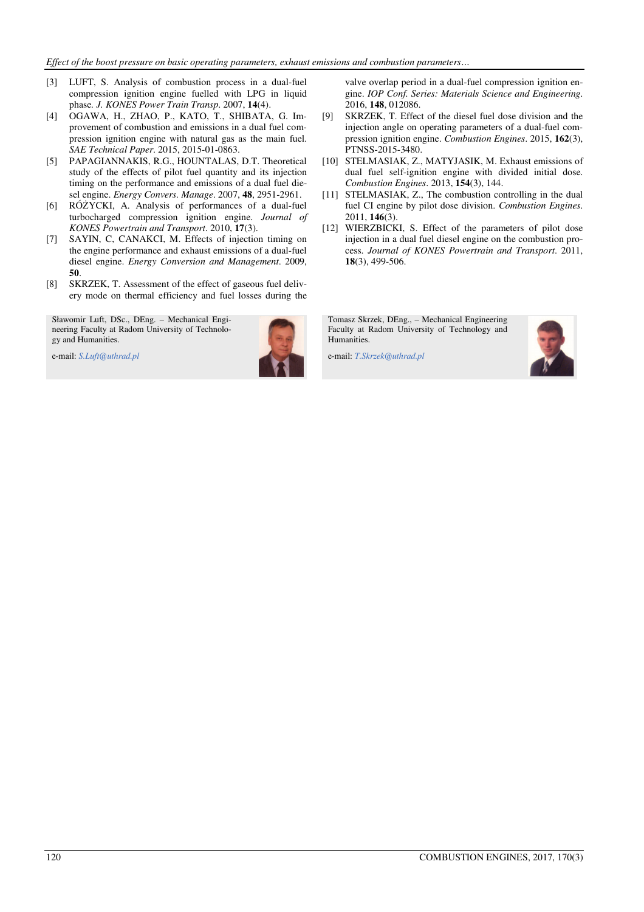[3] LUFT, S. Analysis of combustion process in a dual-fuel compression ignition engine fuelled with LPG in liquid phase. *J. KONES Power Train Transp*. 2007, **14**(4).

[4] OGAWA, H., ZHAO, P., KATO, T., SHIBATA, G. Improvement of combustion and emissions in a dual fuel compression ignition engine with natural gas as the main fuel. *SAE Technical Paper*. 2015, 2015-01-0863.

[5] PAPAGIANNAKIS, R.G., HOUNTALAS, D.T. Theoretical study of the effects of pilot fuel quantity and its injection timing on the performance and emissions of a dual fuel diesel engine. *Energy Convers. Manage*. 2007, **48**, 2951-2961.

[6] RÓŻYCKI, A. Analysis of performances of a dual-fuel turbocharged compression ignition engine. *Journal of KONES Powertrain and Transport*. 2010, **17**(3).

[7] SAYIN, C, CANAKCI, M. Effects of injection timing on the engine performance and exhaust emissions of a dual-fuel diesel engine. *Energy Conversion and Management*. 2009, **50**.

[8] SKRZEK, T. Assessment of the effect of gaseous fuel delivery mode on thermal efficiency and fuel losses during the valve overlap period in a dual-fuel compression ignition engine. *IOP Conf. Series: Materials Science and Engineering*. 2016, **148**, 012086.

[9] SKRZEK, T. Effect of the diesel fuel dose division and the injection angle on operating parameters of a dual-fuel compression ignition engine. *Combustion Engines*. 2015, **162**(3), PTNSS-2015-3480.

[10] STELMASIAK, Z., MATYJASIK, M. Exhaust emissions of dual fuel self-ignition engine with divided initial dose. *Combustion Engines*. 2013, **154**(3), 144.

[11] STELMASIAK, Z., The combustion controlling in the dual fuel CI engine by pilot dose division. *Combustion Engines*. 2011, **146**(3).

[12] WIERZBICKI, S. Effect of the parameters of pilot dose injection in a dual fuel diesel engine on the combustion process. *Journal of KONES Powertrain and Transport*. 2011, **18**(3), 499-506.

Sławomir Luft, DSc., DEng. – Mechanical Engineering Faculty at Radom University of Technology and Humanities.

e-mail: *S.Luft@uthrad.pl*

Tomasz Skrzek, DEng., – Mechanical Engineering Faculty at Radom University of Technology and Humanities.

e-mail: *T.Skrzek@uthrad.pl*